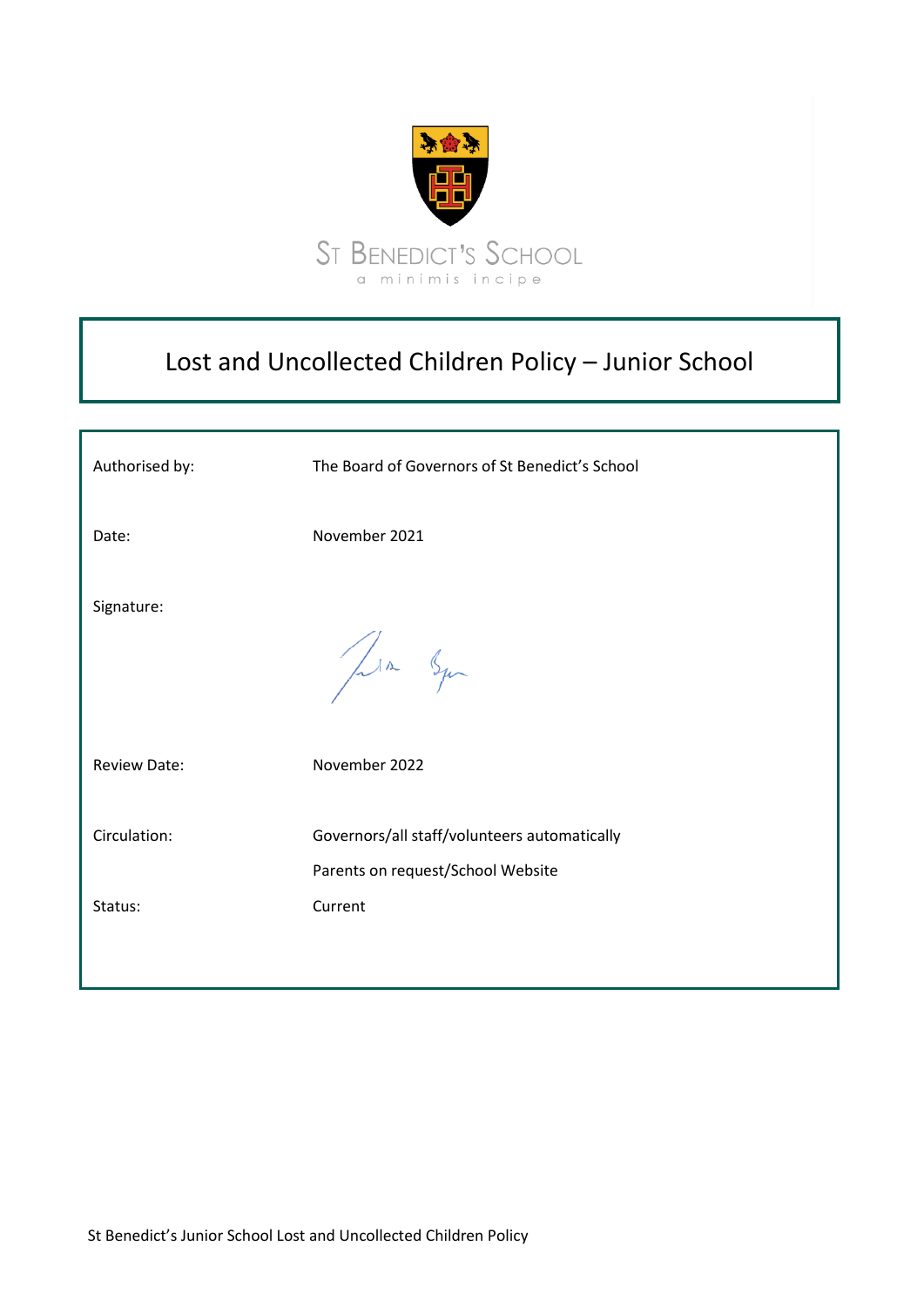ST BENEDICT'S SCHOOL

a minimis incipe

# Lost and Uncollected Children Policy – Junior School

| | |
|---|---|
| Authorised by: | The Board of Governors of St Benedict's School |
| Date: | November 2021 |
| Signature: | |
| Review Date: | November 2022 |
| Circulation: | Governors/all staff/volunteers automatically<br>Parents on request/School Website |
| Status: | Current |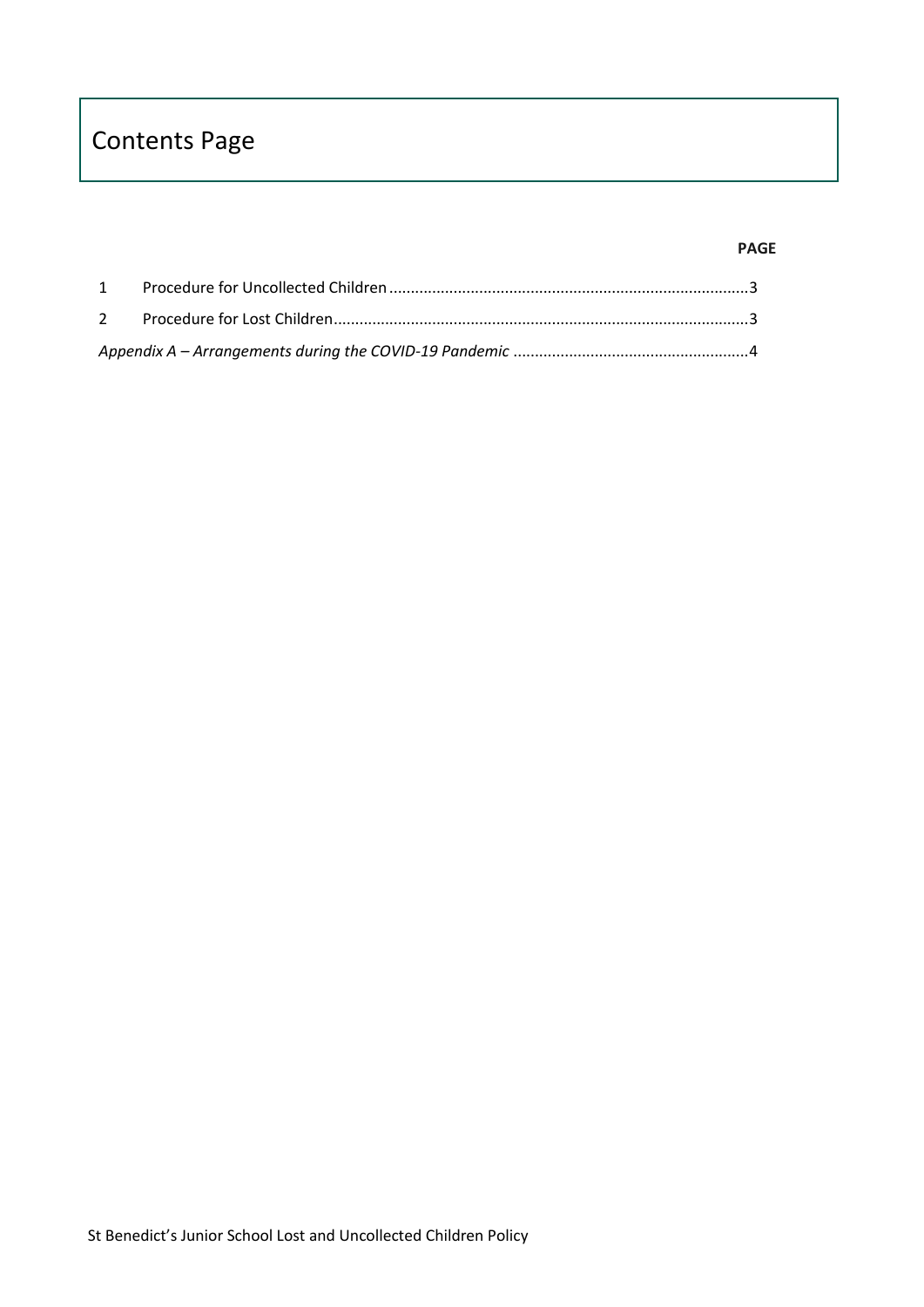# Contents Page

| | | PAGE |
|---|---|---|
| 1 | Procedure for Uncollected Children | 3 |
| 2 | Procedure for Lost Children | 3 |
| *Appendix A – Arrangements during the COVID-19 Pandemic* | | 4 |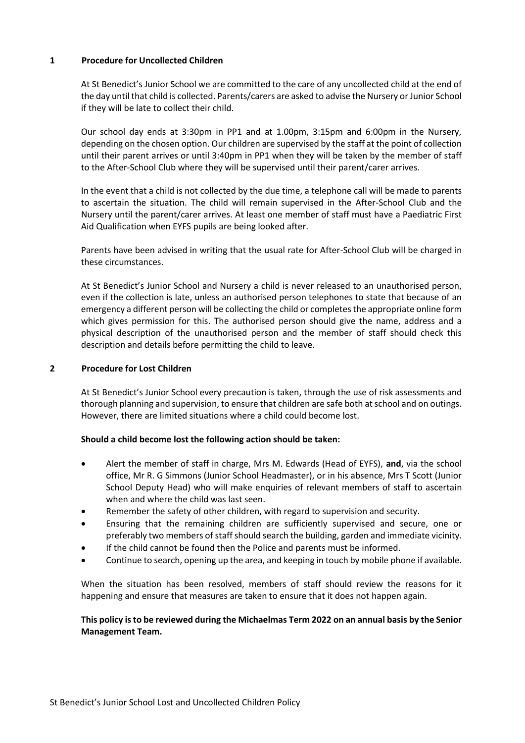## 1 Procedure for Uncollected Children

At St Benedict's Junior School we are committed to the care of any uncollected child at the end of the day until that child is collected. Parents/carers are asked to advise the Nursery or Junior School if they will be late to collect their child.

Our school day ends at 3:30pm in PP1 and at 1.00pm, 3:15pm and 6:00pm in the Nursery, depending on the chosen option. Our children are supervised by the staff at the point of collection until their parent arrives or until 3:40pm in PP1 when they will be taken by the member of staff to the After-School Club where they will be supervised until their parent/carer arrives.

In the event that a child is not collected by the due time, a telephone call will be made to parents to ascertain the situation. The child will remain supervised in the After-School Club and the Nursery until the parent/carer arrives. At least one member of staff must have a Paediatric First Aid Qualification when EYFS pupils are being looked after.

Parents have been advised in writing that the usual rate for After-School Club will be charged in these circumstances.

At St Benedict's Junior School and Nursery a child is never released to an unauthorised person, even if the collection is late, unless an authorised person telephones to state that because of an emergency a different person will be collecting the child or completes the appropriate online form which gives permission for this. The authorised person should give the name, address and a physical description of the unauthorised person and the member of staff should check this description and details before permitting the child to leave.

## 2 Procedure for Lost Children

At St Benedict's Junior School every precaution is taken, through the use of risk assessments and thorough planning and supervision, to ensure that children are safe both at school and on outings. However, there are limited situations where a child could become lost.

**Should a child become lost the following action should be taken:**

- Alert the member of staff in charge, Mrs M. Edwards (Head of EYFS), **and**, via the school office, Mr R. G Simmons (Junior School Headmaster), or in his absence, Mrs T Scott (Junior School Deputy Head) who will make enquiries of relevant members of staff to ascertain when and where the child was last seen.
- Remember the safety of other children, with regard to supervision and security.
- Ensuring that the remaining children are sufficiently supervised and secure, one or preferably two members of staff should search the building, garden and immediate vicinity.
- If the child cannot be found then the Police and parents must be informed.
- Continue to search, opening up the area, and keeping in touch by mobile phone if available.

When the situation has been resolved, members of staff should review the reasons for it happening and ensure that measures are taken to ensure that it does not happen again.

**This policy is to be reviewed during the Michaelmas Term 2022 on an annual basis by the Senior Management Team.**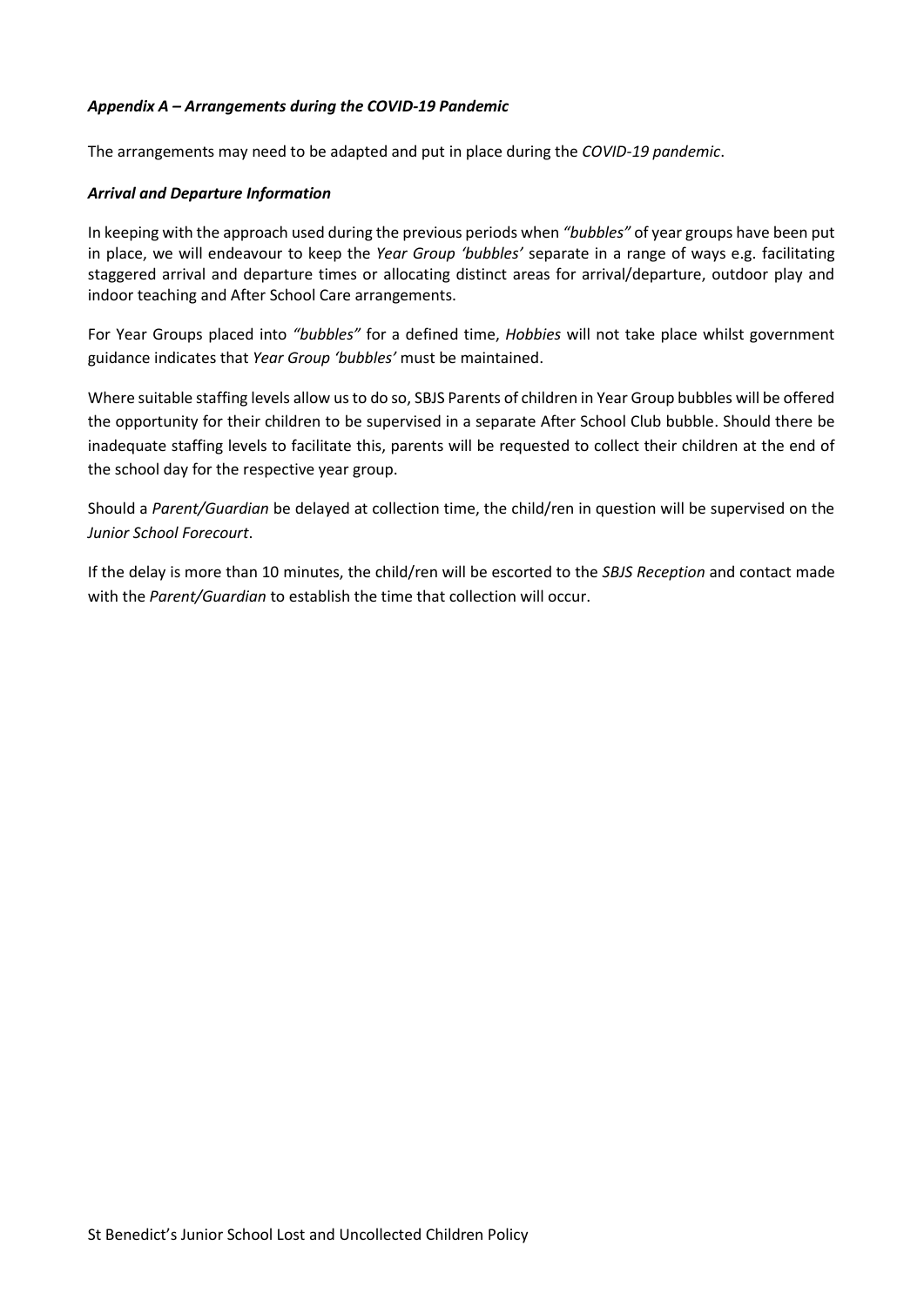### *Appendix A – Arrangements during the COVID-19 Pandemic*

The arrangements may need to be adapted and put in place during the *COVID-19 pandemic*.

#### *Arrival and Departure Information*

In keeping with the approach used during the previous periods when *"bubbles"* of year groups have been put in place, we will endeavour to keep the *Year Group 'bubbles'* separate in a range of ways e.g. facilitating staggered arrival and departure times or allocating distinct areas for arrival/departure, outdoor play and indoor teaching and After School Care arrangements.

For Year Groups placed into *"bubbles"* for a defined time, *Hobbies* will not take place whilst government guidance indicates that *Year Group 'bubbles'* must be maintained.

Where suitable staffing levels allow us to do so, SBJS Parents of children in Year Group bubbles will be offered the opportunity for their children to be supervised in a separate After School Club bubble. Should there be inadequate staffing levels to facilitate this, parents will be requested to collect their children at the end of the school day for the respective year group.

Should a *Parent/Guardian* be delayed at collection time, the child/ren in question will be supervised on the *Junior School Forecourt*.

If the delay is more than 10 minutes, the child/ren will be escorted to the *SBJS Reception* and contact made with the *Parent/Guardian* to establish the time that collection will occur.